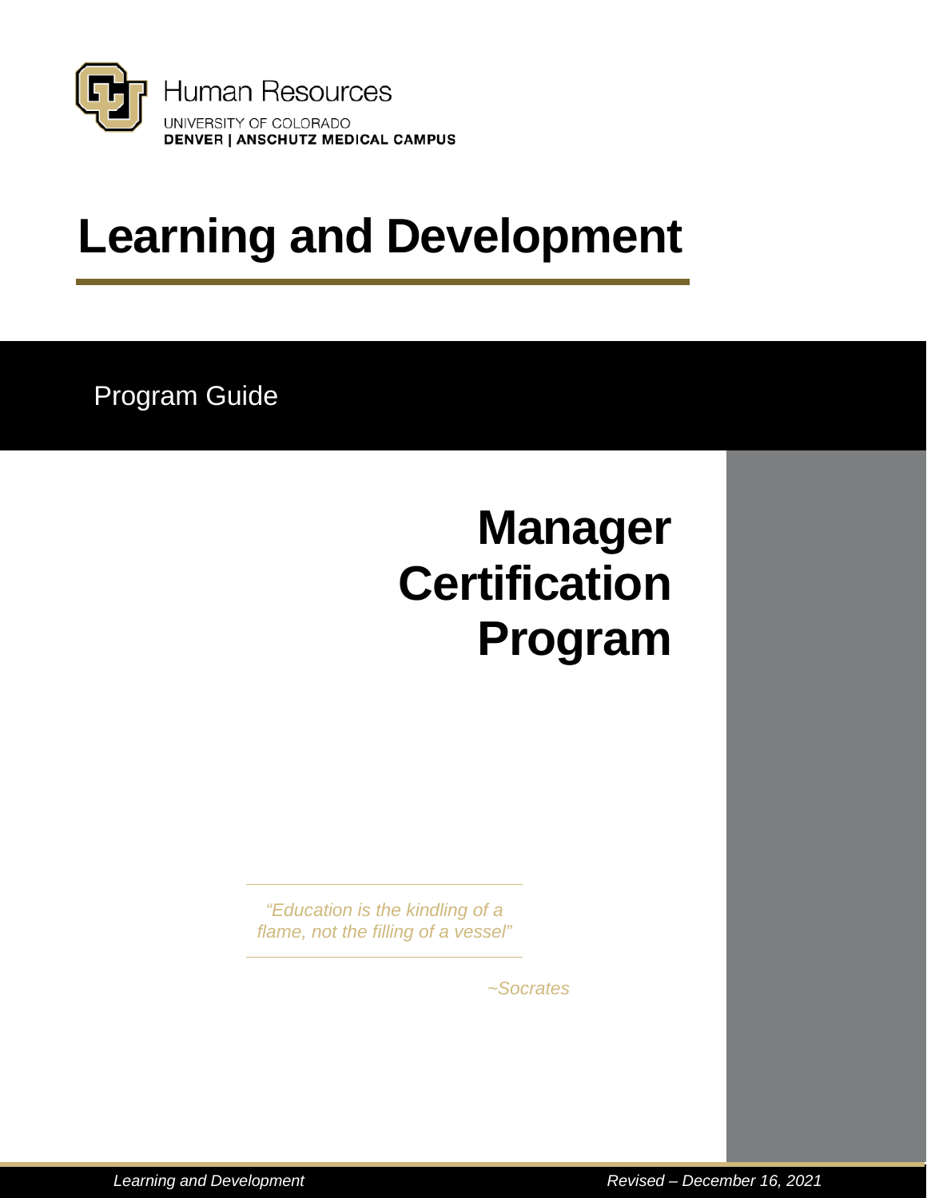Human Resources
UNIVERSITY OF COLORADO
**DENVER | ANSCHUTZ MEDICAL CAMPUS**

# Learning and Development

Program Guide

# Manager Certification Program

*"Education is the kindling of a flame, not the filling of a vessel"*

*~Socrates*

*Learning and Development* *Revised – December 16, 2021*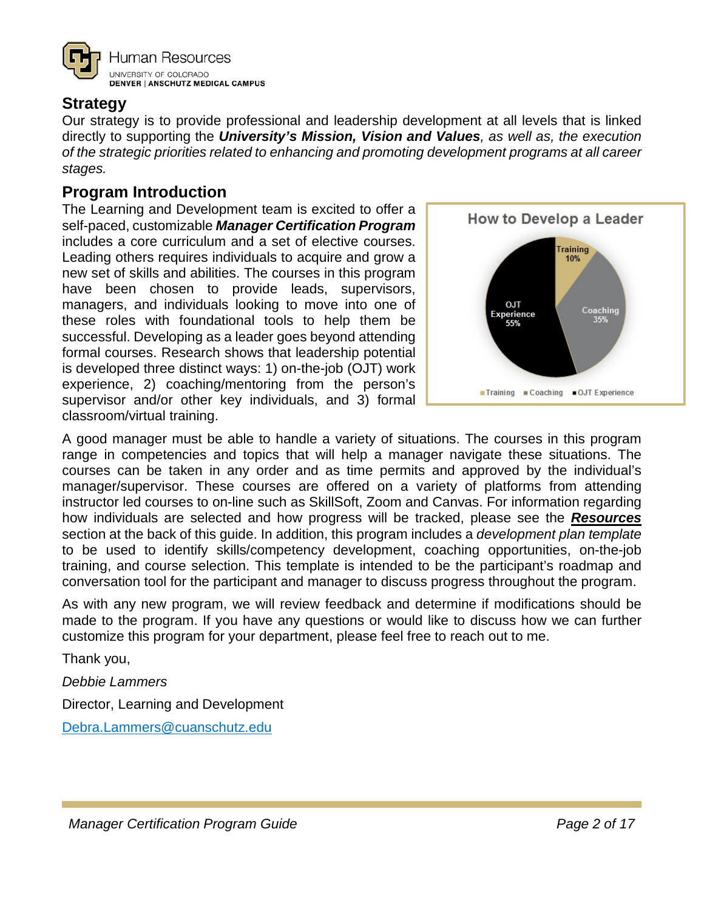## Strategy

Our strategy is to provide professional and leadership development at all levels that is linked directly to supporting the ***University's Mission, Vision and Values****, as well as, the execution of the strategic priorities related to enhancing and promoting development programs at all career stages.*

## Program Introduction

The Learning and Development team is excited to offer a self-paced, customizable ***Manager Certification Program*** includes a core curriculum and a set of elective courses. Leading others requires individuals to acquire and grow a new set of skills and abilities. The courses in this program have been chosen to provide leads, supervisors, managers, and individuals looking to move into one of these roles with foundational tools to help them be successful. Developing as a leader goes beyond attending formal courses. Research shows that leadership potential is developed three distinct ways: 1) on-the-job (OJT) work experience, 2) coaching/mentoring from the person's supervisor and/or other key individuals, and 3) formal classroom/virtual training.

**How to Develop a Leader**

- Training 10%
- Coaching 35%
- OJT Experience 55%

A good manager must be able to handle a variety of situations. The courses in this program range in competencies and topics that will help a manager navigate these situations. The courses can be taken in any order and as time permits and approved by the individual's manager/supervisor. These courses are offered on a variety of platforms from attending instructor led courses to on-line such as SkillSoft, Zoom and Canvas. For information regarding how individuals are selected and how progress will be tracked, please see the ***Resources*** section at the back of this guide. In addition, this program includes a *development plan template* to be used to identify skills/competency development, coaching opportunities, on-the-job training, and course selection. This template is intended to be the participant's roadmap and conversation tool for the participant and manager to discuss progress throughout the program.

As with any new program, we will review feedback and determine if modifications should be made to the program. If you have any questions or would like to discuss how we can further customize this program for your department, please feel free to reach out to me.

Thank you,

*Debbie Lammers*

Director, Learning and Development

Debra.Lammers@cuanschutz.edu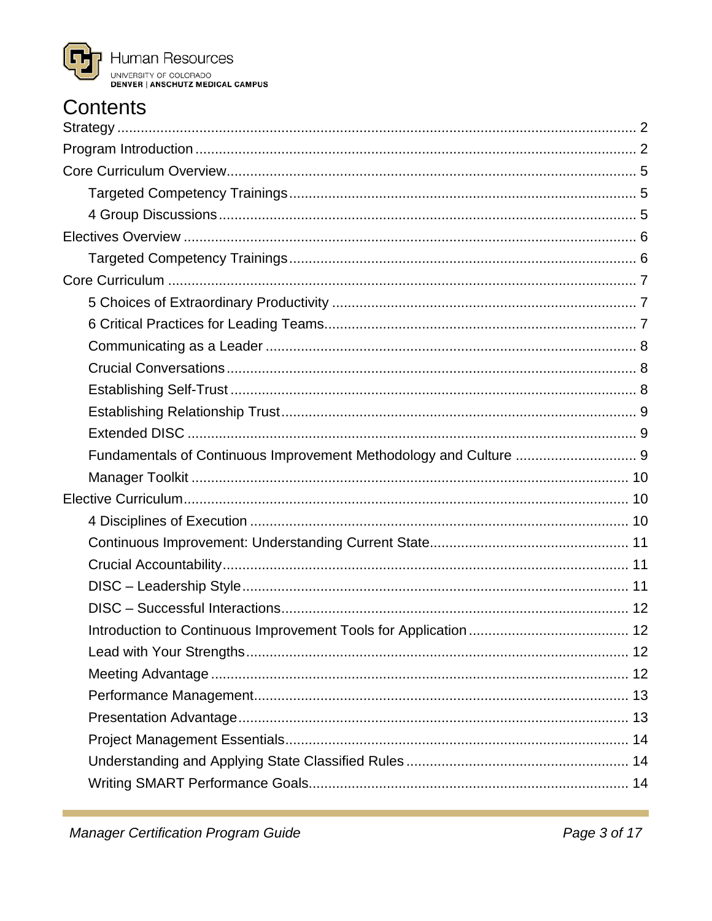# Contents

- Strategy ..... 2
- Program Introduction ..... 2
- Core Curriculum Overview ..... 5
  - Targeted Competency Trainings ..... 5
  - 4 Group Discussions ..... 5
- Electives Overview ..... 6
  - Targeted Competency Trainings ..... 6
- Core Curriculum ..... 7
  - 5 Choices of Extraordinary Productivity ..... 7
  - 6 Critical Practices for Leading Teams ..... 7
  - Communicating as a Leader ..... 8
  - Crucial Conversations ..... 8
  - Establishing Self-Trust ..... 8
  - Establishing Relationship Trust ..... 9
  - Extended DISC ..... 9
  - Fundamentals of Continuous Improvement Methodology and Culture ..... 9
  - Manager Toolkit ..... 10
- Elective Curriculum ..... 10
  - 4 Disciplines of Execution ..... 10
  - Continuous Improvement: Understanding Current State ..... 11
  - Crucial Accountability ..... 11
  - DISC – Leadership Style ..... 11
  - DISC – Successful Interactions ..... 12
  - Introduction to Continuous Improvement Tools for Application ..... 12
  - Lead with Your Strengths ..... 12
  - Meeting Advantage ..... 12
  - Performance Management ..... 13
  - Presentation Advantage ..... 13
  - Project Management Essentials ..... 14
  - Understanding and Applying State Classified Rules ..... 14
  - Writing SMART Performance Goals ..... 14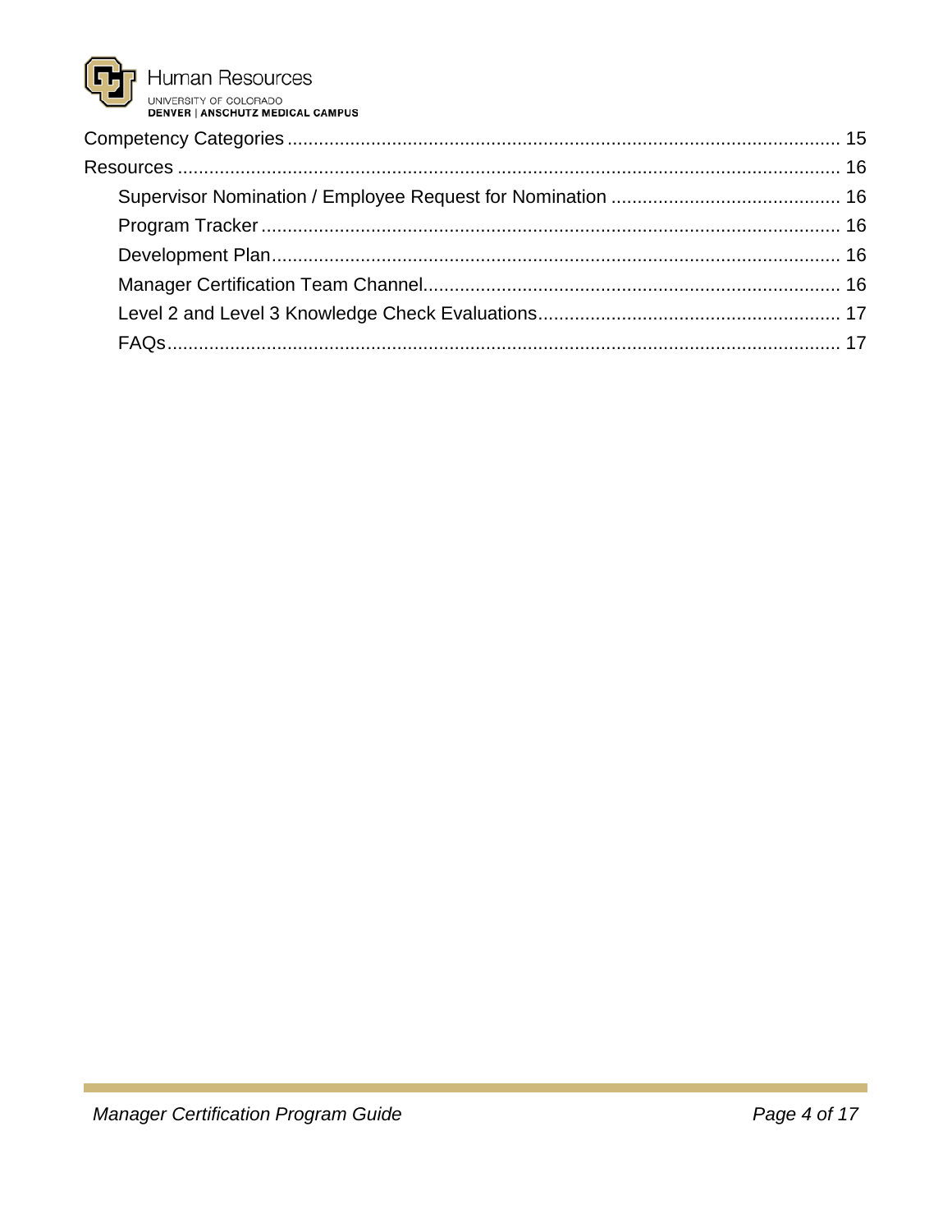Competency Categories ........................................................................................................ 15

Resources ............................................................................................................................ 16

- Supervisor Nomination / Employee Request for Nomination ........................................... 16
- Program Tracker ............................................................................................................ 16
- Development Plan ......................................................................................................... 16
- Manager Certification Team Channel ............................................................................ 16
- Level 2 and Level 3 Knowledge Check Evaluations ....................................................... 17
- FAQs .............................................................................................................................. 17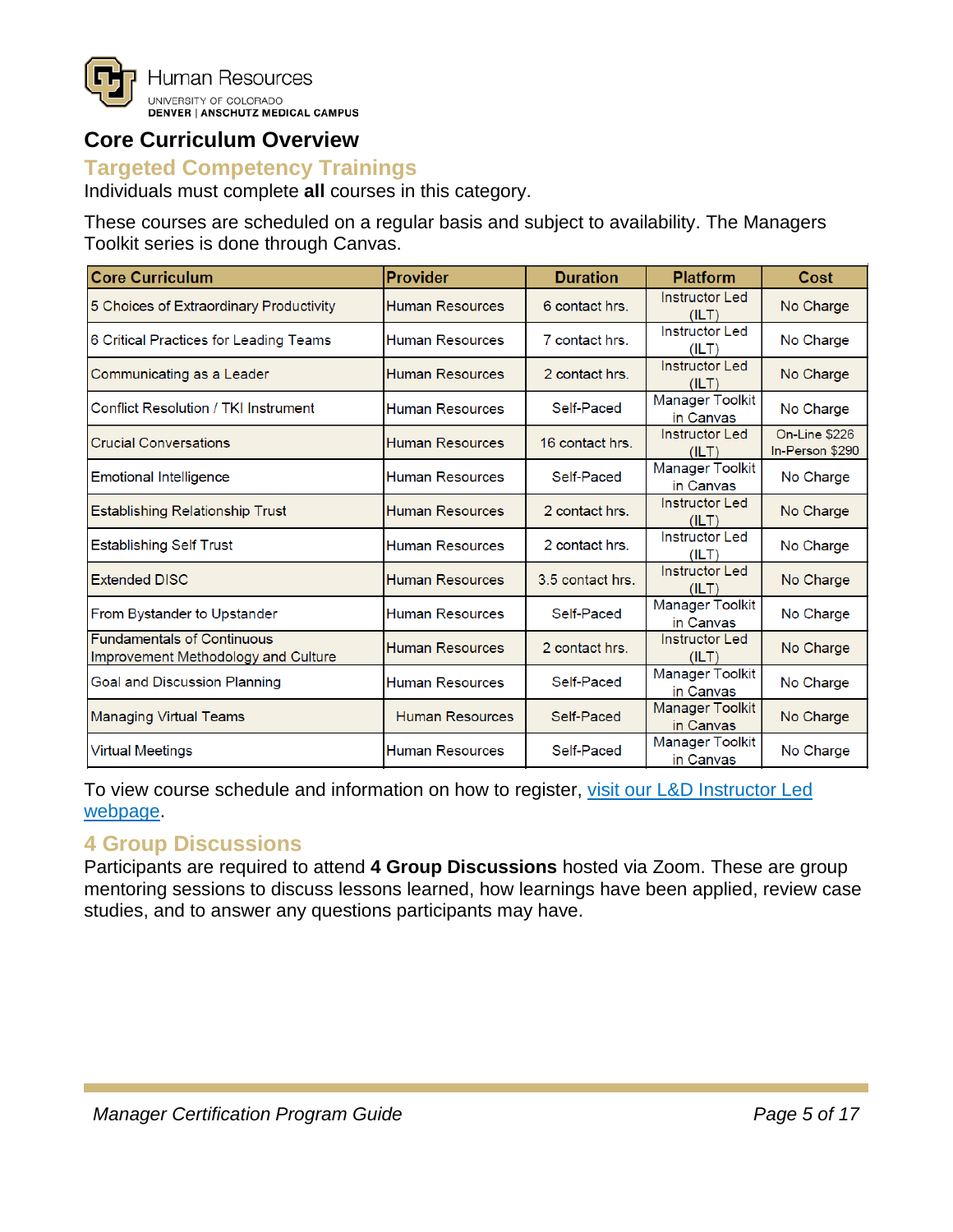Human Resources
UNIVERSITY OF COLORADO
DENVER | ANSCHUTZ MEDICAL CAMPUS

# Core Curriculum Overview

## Targeted Competency Trainings

Individuals must complete **all** courses in this category.

These courses are scheduled on a regular basis and subject to availability. The Managers Toolkit series is done through Canvas.

| Core Curriculum | Provider | Duration | Platform | Cost |
|---|---|---|---|---|
| 5 Choices of Extraordinary Productivity | Human Resources | 6 contact hrs. | Instructor Led (ILT) | No Charge |
| 6 Critical Practices for Leading Teams | Human Resources | 7 contact hrs. | Instructor Led (ILT) | No Charge |
| Communicating as a Leader | Human Resources | 2 contact hrs. | Instructor Led (ILT) | No Charge |
| Conflict Resolution / TKI Instrument | Human Resources | Self-Paced | Manager Toolkit in Canvas | No Charge |
| Crucial Conversations | Human Resources | 16 contact hrs. | Instructor Led (ILT) | On-Line $226 In-Person $290 |
| Emotional Intelligence | Human Resources | Self-Paced | Manager Toolkit in Canvas | No Charge |
| Establishing Relationship Trust | Human Resources | 2 contact hrs. | Instructor Led (ILT) | No Charge |
| Establishing Self Trust | Human Resources | 2 contact hrs. | Instructor Led (ILT) | No Charge |
| Extended DISC | Human Resources | 3.5 contact hrs. | Instructor Led (ILT) | No Charge |
| From Bystander to Upstander | Human Resources | Self-Paced | Manager Toolkit in Canvas | No Charge |
| Fundamentals of Continuous Improvement Methodology and Culture | Human Resources | 2 contact hrs. | Instructor Led (ILT) | No Charge |
| Goal and Discussion Planning | Human Resources | Self-Paced | Manager Toolkit in Canvas | No Charge |
| Managing Virtual Teams | Human Resources | Self-Paced | Manager Toolkit in Canvas | No Charge |
| Virtual Meetings | Human Resources | Self-Paced | Manager Toolkit in Canvas | No Charge |

To view course schedule and information on how to register, visit our L&D Instructor Led webpage.

## 4 Group Discussions

Participants are required to attend **4 Group Discussions** hosted via Zoom. These are group mentoring sessions to discuss lessons learned, how learnings have been applied, review case studies, and to answer any questions participants may have.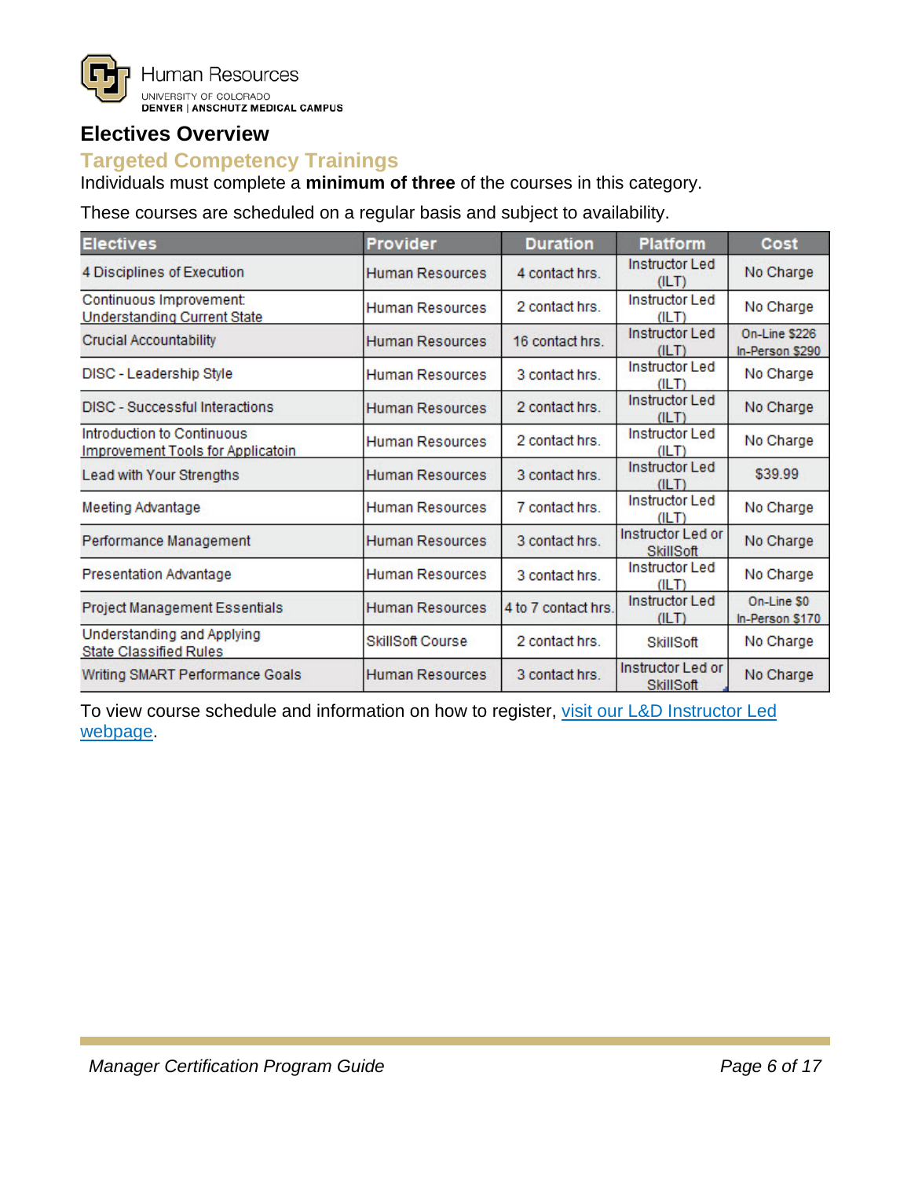## Electives Overview

### Targeted Competency Trainings

Individuals must complete a **minimum of three** of the courses in this category.

These courses are scheduled on a regular basis and subject to availability.

| Electives | Provider | Duration | Platform | Cost |
|---|---|---|---|---|
| 4 Disciplines of Execution | Human Resources | 4 contact hrs. | Instructor Led (ILT) | No Charge |
| Continuous Improvement: Understanding Current State | Human Resources | 2 contact hrs. | Instructor Led (ILT) | No Charge |
| Crucial Accountability | Human Resources | 16 contact hrs. | Instructor Led (ILT) | On-Line $226 In-Person $290 |
| DISC - Leadership Style | Human Resources | 3 contact hrs. | Instructor Led (ILT) | No Charge |
| DISC - Successful Interactions | Human Resources | 2 contact hrs. | Instructor Led (ILT) | No Charge |
| Introduction to Continuous Improvement Tools for Applicatoin | Human Resources | 2 contact hrs. | Instructor Led (ILT) | No Charge |
| Lead with Your Strengths | Human Resources | 3 contact hrs. | Instructor Led (ILT) | $39.99 |
| Meeting Advantage | Human Resources | 7 contact hrs. | Instructor Led (ILT) | No Charge |
| Performance Management | Human Resources | 3 contact hrs. | Instructor Led or SkillSoft | No Charge |
| Presentation Advantage | Human Resources | 3 contact hrs. | Instructor Led (ILT) | No Charge |
| Project Management Essentials | Human Resources | 4 to 7 contact hrs. | Instructor Led (ILT) | On-Line $0 In-Person $170 |
| Understanding and Applying State Classified Rules | SkillSoft Course | 2 contact hrs. | SkillSoft | No Charge |
| Writing SMART Performance Goals | Human Resources | 3 contact hrs. | Instructor Led or SkillSoft | No Charge |

To view course schedule and information on how to register, [visit our L&D Instructor Led webpage]().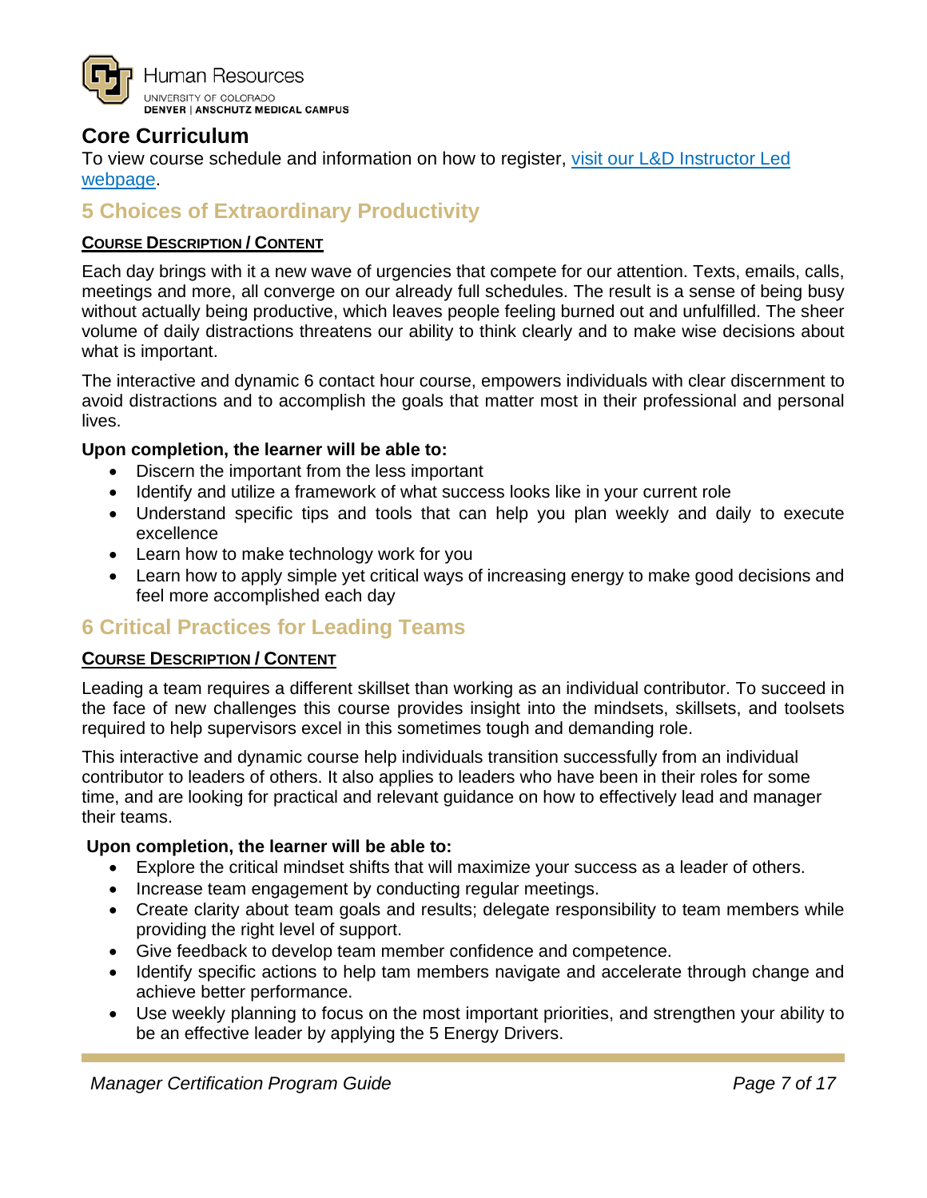## Core Curriculum

To view course schedule and information on how to register, [visit our L&D Instructor Led webpage](#).

## 5 Choices of Extraordinary Productivity

**COURSE DESCRIPTION / CONTENT**

Each day brings with it a new wave of urgencies that compete for our attention. Texts, emails, calls, meetings and more, all converge on our already full schedules. The result is a sense of being busy without actually being productive, which leaves people feeling burned out and unfulfilled. The sheer volume of daily distractions threatens our ability to think clearly and to make wise decisions about what is important.

The interactive and dynamic 6 contact hour course, empowers individuals with clear discernment to avoid distractions and to accomplish the goals that matter most in their professional and personal lives.

**Upon completion, the learner will be able to:**

- Discern the important from the less important
- Identify and utilize a framework of what success looks like in your current role
- Understand specific tips and tools that can help you plan weekly and daily to execute excellence
- Learn how to make technology work for you
- Learn how to apply simple yet critical ways of increasing energy to make good decisions and feel more accomplished each day

## 6 Critical Practices for Leading Teams

**COURSE DESCRIPTION / CONTENT**

Leading a team requires a different skillset than working as an individual contributor. To succeed in the face of new challenges this course provides insight into the mindsets, skillsets, and toolsets required to help supervisors excel in this sometimes tough and demanding role.

This interactive and dynamic course help individuals transition successfully from an individual contributor to leaders of others. It also applies to leaders who have been in their roles for some time, and are looking for practical and relevant guidance on how to effectively lead and manager their teams.

**Upon completion, the learner will be able to:**

- Explore the critical mindset shifts that will maximize your success as a leader of others.
- Increase team engagement by conducting regular meetings.
- Create clarity about team goals and results; delegate responsibility to team members while providing the right level of support.
- Give feedback to develop team member confidence and competence.
- Identify specific actions to help tam members navigate and accelerate through change and achieve better performance.
- Use weekly planning to focus on the most important priorities, and strengthen your ability to be an effective leader by applying the 5 Energy Drivers.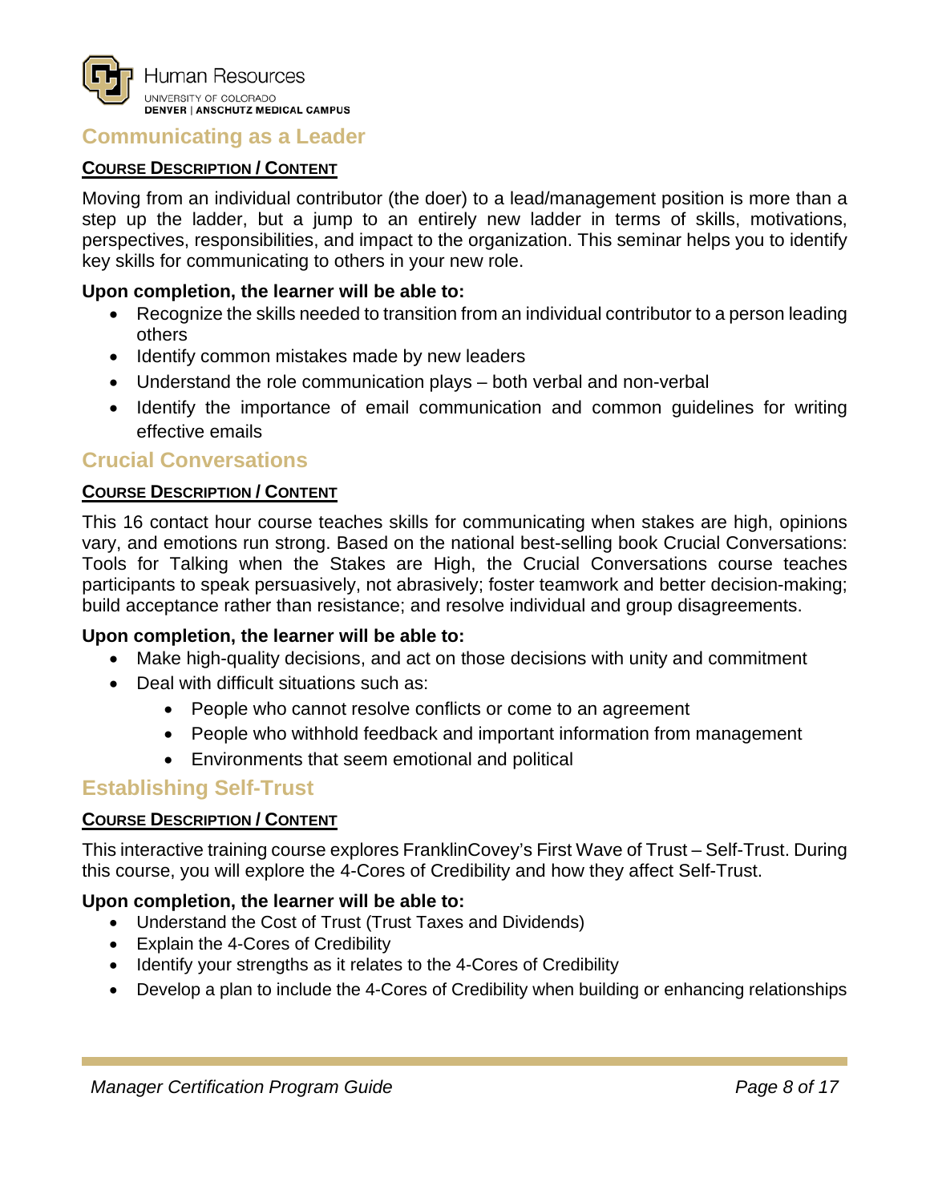## Communicating as a Leader

**COURSE DESCRIPTION / CONTENT**

Moving from an individual contributor (the doer) to a lead/management position is more than a step up the ladder, but a jump to an entirely new ladder in terms of skills, motivations, perspectives, responsibilities, and impact to the organization. This seminar helps you to identify key skills for communicating to others in your new role.

**Upon completion, the learner will be able to:**

- Recognize the skills needed to transition from an individual contributor to a person leading others
- Identify common mistakes made by new leaders
- Understand the role communication plays – both verbal and non-verbal
- Identify the importance of email communication and common guidelines for writing effective emails

## Crucial Conversations

**COURSE DESCRIPTION / CONTENT**

This 16 contact hour course teaches skills for communicating when stakes are high, opinions vary, and emotions run strong. Based on the national best-selling book Crucial Conversations: Tools for Talking when the Stakes are High, the Crucial Conversations course teaches participants to speak persuasively, not abrasively; foster teamwork and better decision-making; build acceptance rather than resistance; and resolve individual and group disagreements.

**Upon completion, the learner will be able to:**

- Make high-quality decisions, and act on those decisions with unity and commitment
- Deal with difficult situations such as:
  - People who cannot resolve conflicts or come to an agreement
  - People who withhold feedback and important information from management
  - Environments that seem emotional and political

## Establishing Self-Trust

**COURSE DESCRIPTION / CONTENT**

This interactive training course explores FranklinCovey's First Wave of Trust – Self-Trust. During this course, you will explore the 4-Cores of Credibility and how they affect Self-Trust.

**Upon completion, the learner will be able to:**

- Understand the Cost of Trust (Trust Taxes and Dividends)
- Explain the 4-Cores of Credibility
- Identify your strengths as it relates to the 4-Cores of Credibility
- Develop a plan to include the 4-Cores of Credibility when building or enhancing relationships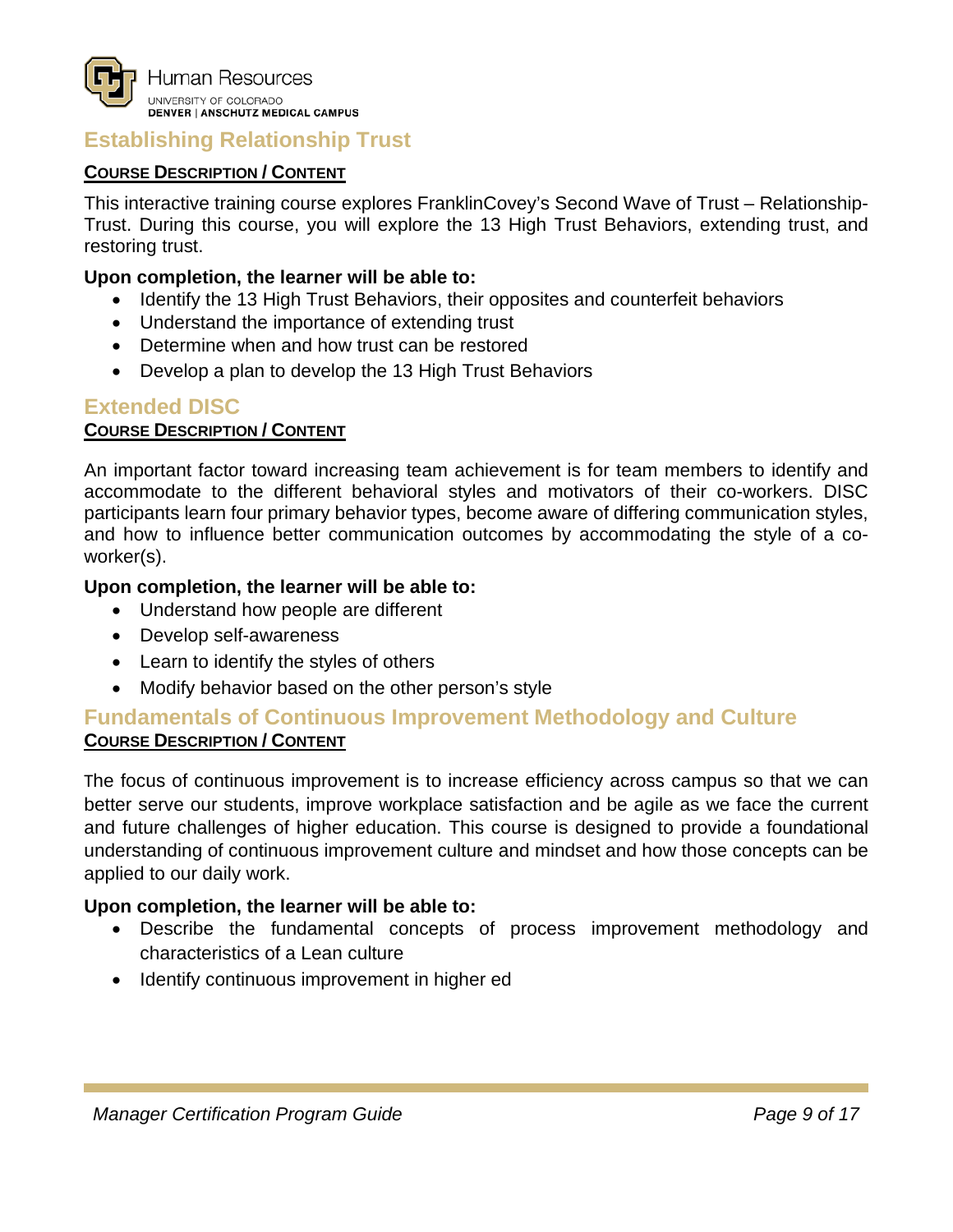## Establishing Relationship Trust

**COURSE DESCRIPTION / CONTENT**

This interactive training course explores FranklinCovey's Second Wave of Trust – Relationship-Trust. During this course, you will explore the 13 High Trust Behaviors, extending trust, and restoring trust.

**Upon completion, the learner will be able to:**

- Identify the 13 High Trust Behaviors, their opposites and counterfeit behaviors
- Understand the importance of extending trust
- Determine when and how trust can be restored
- Develop a plan to develop the 13 High Trust Behaviors

## Extended DISC

**COURSE DESCRIPTION / CONTENT**

An important factor toward increasing team achievement is for team members to identify and accommodate to the different behavioral styles and motivators of their co-workers. DISC participants learn four primary behavior types, become aware of differing communication styles, and how to influence better communication outcomes by accommodating the style of a co-worker(s).

**Upon completion, the learner will be able to:**

- Understand how people are different
- Develop self-awareness
- Learn to identify the styles of others
- Modify behavior based on the other person's style

## Fundamentals of Continuous Improvement Methodology and Culture

**COURSE DESCRIPTION / CONTENT**

The focus of continuous improvement is to increase efficiency across campus so that we can better serve our students, improve workplace satisfaction and be agile as we face the current and future challenges of higher education. This course is designed to provide a foundational understanding of continuous improvement culture and mindset and how those concepts can be applied to our daily work.

**Upon completion, the learner will be able to:**

- Describe the fundamental concepts of process improvement methodology and characteristics of a Lean culture
- Identify continuous improvement in higher ed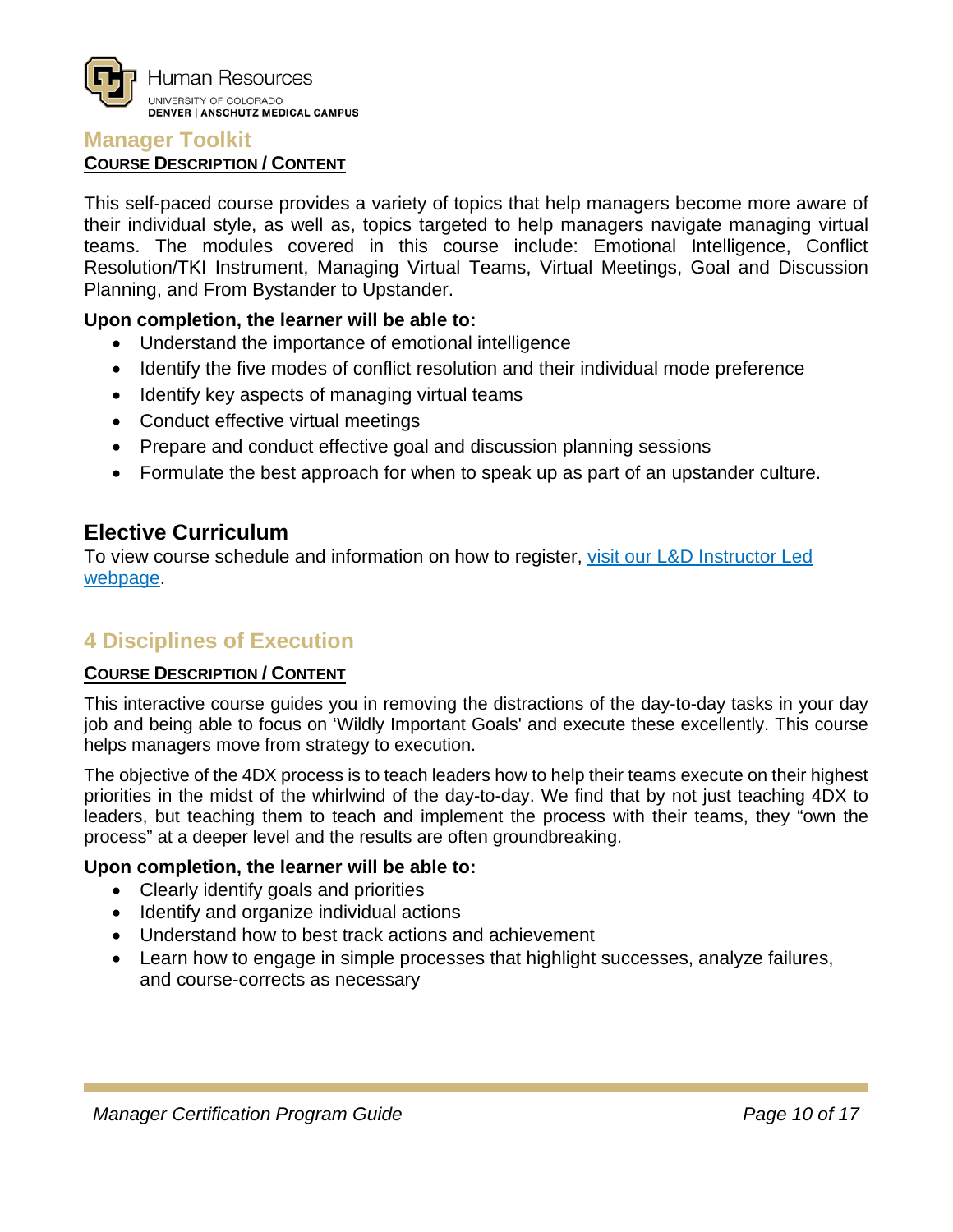## Manager Toolkit

**COURSE DESCRIPTION / CONTENT**

This self-paced course provides a variety of topics that help managers become more aware of their individual style, as well as, topics targeted to help managers navigate managing virtual teams. The modules covered in this course include: Emotional Intelligence, Conflict Resolution/TKI Instrument, Managing Virtual Teams, Virtual Meetings, Goal and Discussion Planning, and From Bystander to Upstander.

**Upon completion, the learner will be able to:**

- Understand the importance of emotional intelligence
- Identify the five modes of conflict resolution and their individual mode preference
- Identify key aspects of managing virtual teams
- Conduct effective virtual meetings
- Prepare and conduct effective goal and discussion planning sessions
- Formulate the best approach for when to speak up as part of an upstander culture.

# Elective Curriculum

To view course schedule and information on how to register, [visit our L&D Instructor Led webpage](#).

## 4 Disciplines of Execution

**COURSE DESCRIPTION / CONTENT**

This interactive course guides you in removing the distractions of the day-to-day tasks in your day job and being able to focus on 'Wildly Important Goals' and execute these excellently. This course helps managers move from strategy to execution.

The objective of the 4DX process is to teach leaders how to help their teams execute on their highest priorities in the midst of the whirlwind of the day-to-day. We find that by not just teaching 4DX to leaders, but teaching them to teach and implement the process with their teams, they "own the process" at a deeper level and the results are often groundbreaking.

**Upon completion, the learner will be able to:**

- Clearly identify goals and priorities
- Identify and organize individual actions
- Understand how to best track actions and achievement
- Learn how to engage in simple processes that highlight successes, analyze failures, and course-corrects as necessary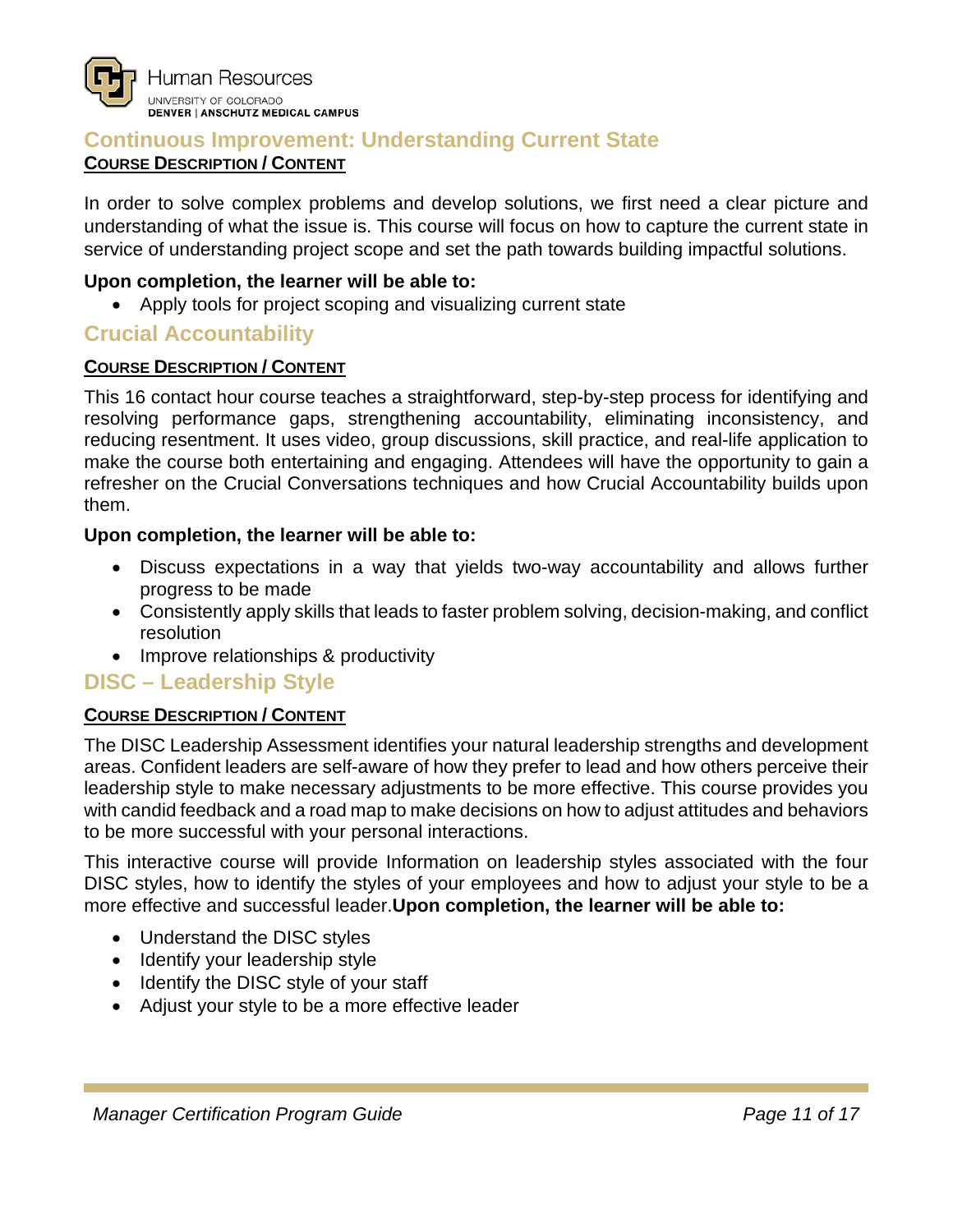## Continuous Improvement: Understanding Current State

**COURSE DESCRIPTION / CONTENT**

In order to solve complex problems and develop solutions, we first need a clear picture and understanding of what the issue is. This course will focus on how to capture the current state in service of understanding project scope and set the path towards building impactful solutions.

**Upon completion, the learner will be able to:**

- Apply tools for project scoping and visualizing current state

## Crucial Accountability

**COURSE DESCRIPTION / CONTENT**

This 16 contact hour course teaches a straightforward, step-by-step process for identifying and resolving performance gaps, strengthening accountability, eliminating inconsistency, and reducing resentment. It uses video, group discussions, skill practice, and real-life application to make the course both entertaining and engaging. Attendees will have the opportunity to gain a refresher on the Crucial Conversations techniques and how Crucial Accountability builds upon them.

**Upon completion, the learner will be able to:**

- Discuss expectations in a way that yields two-way accountability and allows further progress to be made
- Consistently apply skills that leads to faster problem solving, decision-making, and conflict resolution
- Improve relationships & productivity

## DISC – Leadership Style

**COURSE DESCRIPTION / CONTENT**

The DISC Leadership Assessment identifies your natural leadership strengths and development areas. Confident leaders are self-aware of how they prefer to lead and how others perceive their leadership style to make necessary adjustments to be more effective. This course provides you with candid feedback and a road map to make decisions on how to adjust attitudes and behaviors to be more successful with your personal interactions.

This interactive course will provide Information on leadership styles associated with the four DISC styles, how to identify the styles of your employees and how to adjust your style to be a more effective and successful leader.**Upon completion, the learner will be able to:**

- Understand the DISC styles
- Identify your leadership style
- Identify the DISC style of your staff
- Adjust your style to be a more effective leader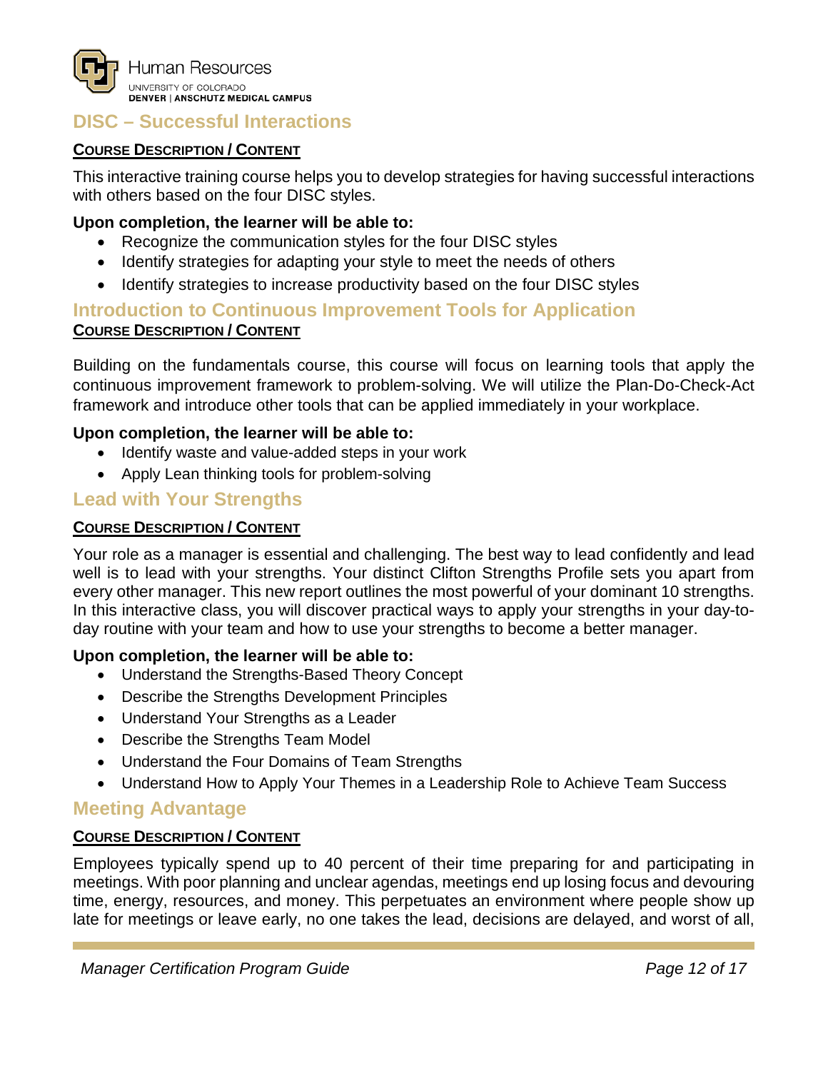## DISC – Successful Interactions

**COURSE DESCRIPTION / CONTENT**

This interactive training course helps you to develop strategies for having successful interactions with others based on the four DISC styles.

**Upon completion, the learner will be able to:**

- Recognize the communication styles for the four DISC styles
- Identify strategies for adapting your style to meet the needs of others
- Identify strategies to increase productivity based on the four DISC styles

## Introduction to Continuous Improvement Tools for Application

**COURSE DESCRIPTION / CONTENT**

Building on the fundamentals course, this course will focus on learning tools that apply the continuous improvement framework to problem-solving. We will utilize the Plan-Do-Check-Act framework and introduce other tools that can be applied immediately in your workplace.

**Upon completion, the learner will be able to:**

- Identify waste and value-added steps in your work
- Apply Lean thinking tools for problem-solving

## Lead with Your Strengths

**COURSE DESCRIPTION / CONTENT**

Your role as a manager is essential and challenging. The best way to lead confidently and lead well is to lead with your strengths. Your distinct Clifton Strengths Profile sets you apart from every other manager. This new report outlines the most powerful of your dominant 10 strengths. In this interactive class, you will discover practical ways to apply your strengths in your day-to-day routine with your team and how to use your strengths to become a better manager.

**Upon completion, the learner will be able to:**

- Understand the Strengths-Based Theory Concept
- Describe the Strengths Development Principles
- Understand Your Strengths as a Leader
- Describe the Strengths Team Model
- Understand the Four Domains of Team Strengths
- Understand How to Apply Your Themes in a Leadership Role to Achieve Team Success

## Meeting Advantage

**COURSE DESCRIPTION / CONTENT**

Employees typically spend up to 40 percent of their time preparing for and participating in meetings. With poor planning and unclear agendas, meetings end up losing focus and devouring time, energy, resources, and money. This perpetuates an environment where people show up late for meetings or leave early, no one takes the lead, decisions are delayed, and worst of all,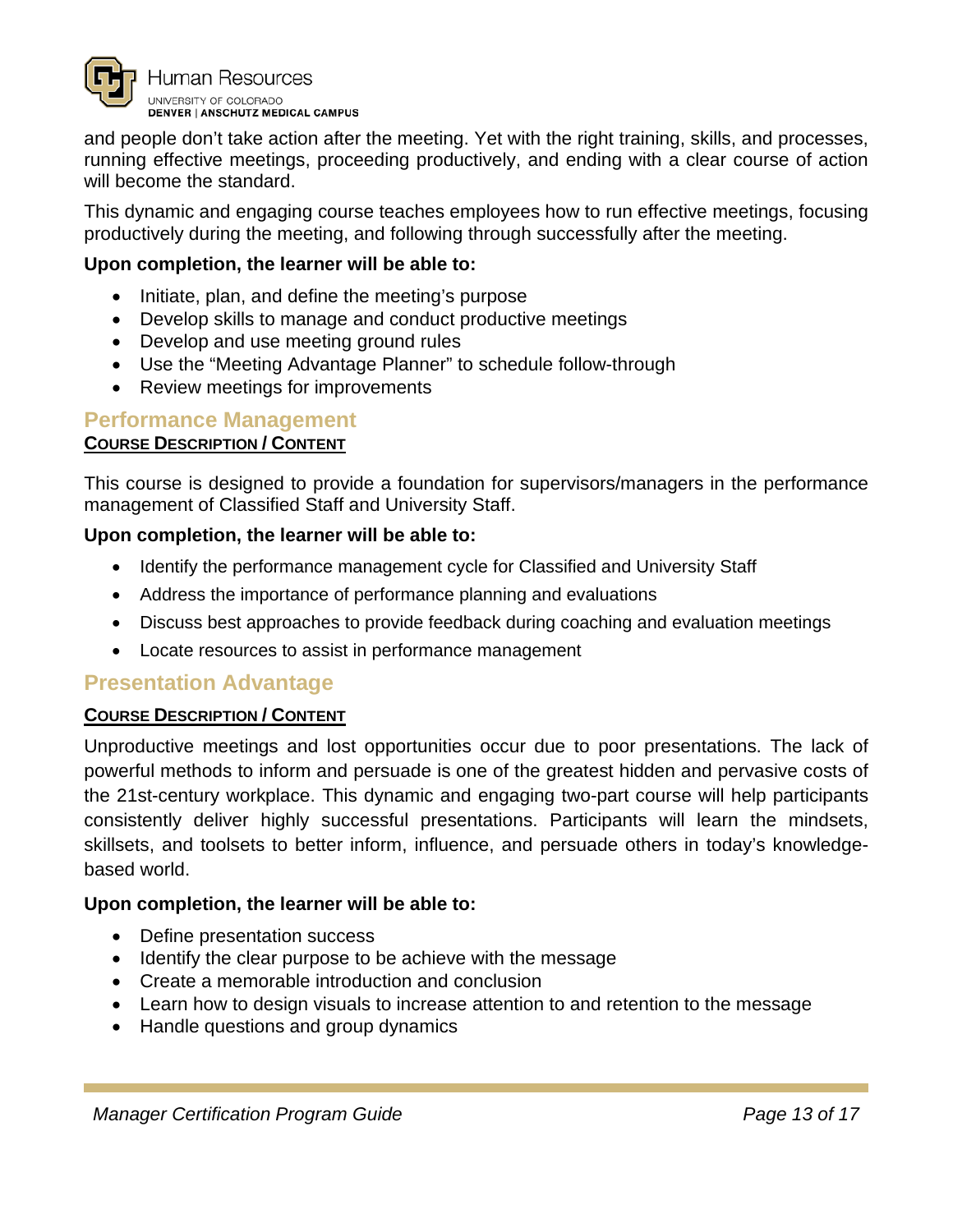and people don't take action after the meeting. Yet with the right training, skills, and processes, running effective meetings, proceeding productively, and ending with a clear course of action will become the standard.

This dynamic and engaging course teaches employees how to run effective meetings, focusing productively during the meeting, and following through successfully after the meeting.

**Upon completion, the learner will be able to:**

- Initiate, plan, and define the meeting's purpose
- Develop skills to manage and conduct productive meetings
- Develop and use meeting ground rules
- Use the "Meeting Advantage Planner" to schedule follow-through
- Review meetings for improvements

## Performance Management

**COURSE DESCRIPTION / CONTENT**

This course is designed to provide a foundation for supervisors/managers in the performance management of Classified Staff and University Staff.

**Upon completion, the learner will be able to:**

- Identify the performance management cycle for Classified and University Staff
- Address the importance of performance planning and evaluations
- Discuss best approaches to provide feedback during coaching and evaluation meetings
- Locate resources to assist in performance management

## Presentation Advantage

**COURSE DESCRIPTION / CONTENT**

Unproductive meetings and lost opportunities occur due to poor presentations. The lack of powerful methods to inform and persuade is one of the greatest hidden and pervasive costs of the 21st-century workplace. This dynamic and engaging two-part course will help participants consistently deliver highly successful presentations. Participants will learn the mindsets, skillsets, and toolsets to better inform, influence, and persuade others in today's knowledge-based world.

**Upon completion, the learner will be able to:**

- Define presentation success
- Identify the clear purpose to be achieve with the message
- Create a memorable introduction and conclusion
- Learn how to design visuals to increase attention to and retention to the message
- Handle questions and group dynamics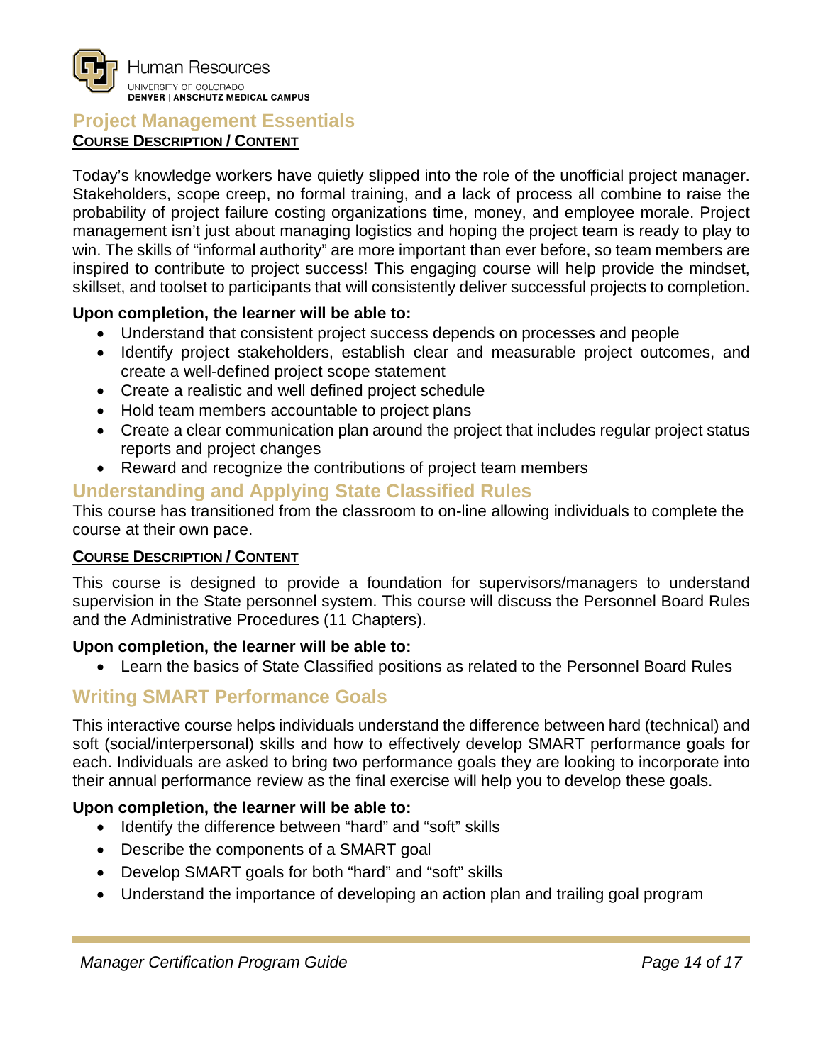## Project Management Essentials

**COURSE DESCRIPTION / CONTENT**

Today's knowledge workers have quietly slipped into the role of the unofficial project manager. Stakeholders, scope creep, no formal training, and a lack of process all combine to raise the probability of project failure costing organizations time, money, and employee morale. Project management isn't just about managing logistics and hoping the project team is ready to play to win. The skills of "informal authority" are more important than ever before, so team members are inspired to contribute to project success! This engaging course will help provide the mindset, skillset, and toolset to participants that will consistently deliver successful projects to completion.

**Upon completion, the learner will be able to:**

- Understand that consistent project success depends on processes and people
- Identify project stakeholders, establish clear and measurable project outcomes, and create a well-defined project scope statement
- Create a realistic and well defined project schedule
- Hold team members accountable to project plans
- Create a clear communication plan around the project that includes regular project status reports and project changes
- Reward and recognize the contributions of project team members

## Understanding and Applying State Classified Rules

This course has transitioned from the classroom to on-line allowing individuals to complete the course at their own pace.

**COURSE DESCRIPTION / CONTENT**

This course is designed to provide a foundation for supervisors/managers to understand supervision in the State personnel system. This course will discuss the Personnel Board Rules and the Administrative Procedures (11 Chapters).

**Upon completion, the learner will be able to:**

- Learn the basics of State Classified positions as related to the Personnel Board Rules

## Writing SMART Performance Goals

This interactive course helps individuals understand the difference between hard (technical) and soft (social/interpersonal) skills and how to effectively develop SMART performance goals for each. Individuals are asked to bring two performance goals they are looking to incorporate into their annual performance review as the final exercise will help you to develop these goals.

**Upon completion, the learner will be able to:**

- Identify the difference between "hard" and "soft" skills
- Describe the components of a SMART goal
- Develop SMART goals for both "hard" and "soft" skills
- Understand the importance of developing an action plan and trailing goal program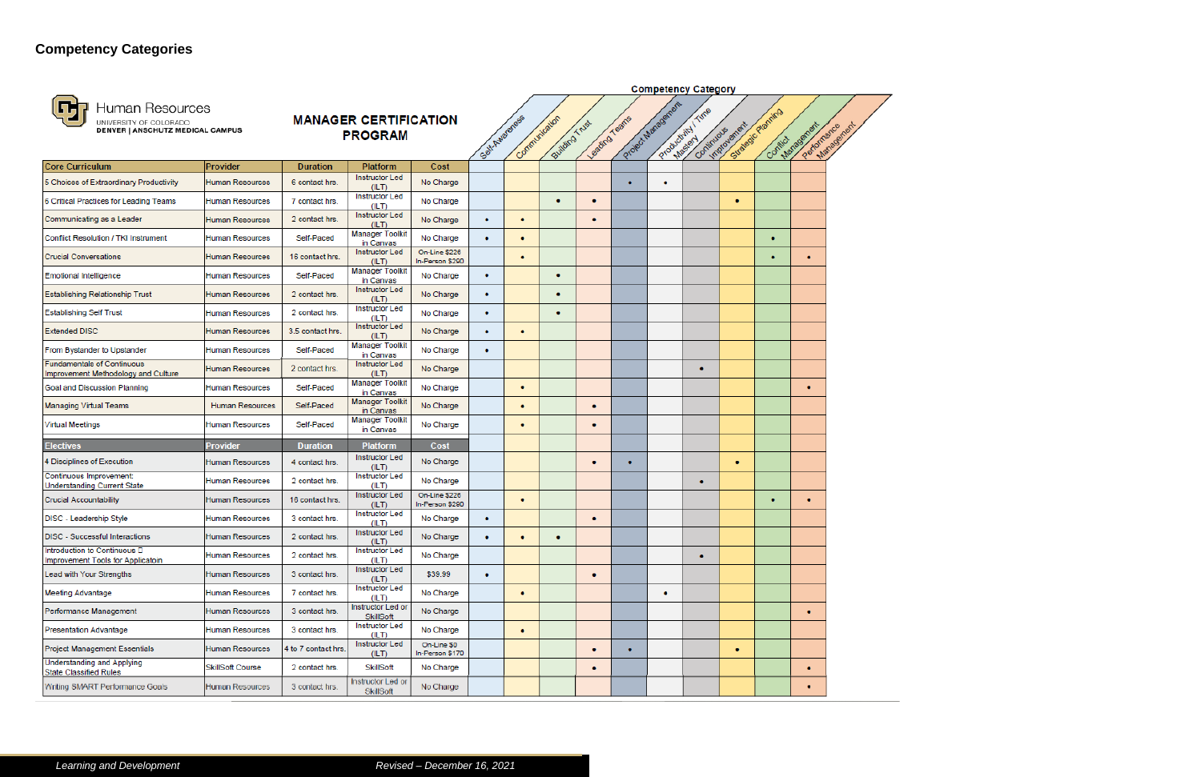## Competency Categories

**Human Resources**
UNIVERSITY OF COLORADO
DENVER | ANSCHUTZ MEDICAL CAMPUS

**MANAGER CERTIFICATION PROGRAM**

| Core Curriculum | Provider | Duration | Platform | Cost | Self-Awareness | Communication | Building Trust | Leading Teams | Project Management | Productivity / Time Mastery | Continuous Improvement | Strategic Planning | Conflict Management | Performance Management |
|---|---|---|---|---|---|---|---|---|---|---|---|---|---|---|
| 5 Choices of Extraordinary Productivity | Human Resources | 6 contact hrs. | Instructor Led (ILT) | No Charge | | | | | • | • | | | | |
| 6 Critical Practices for Leading Teams | Human Resources | 7 contact hrs. | Instructor Led (ILT) | No Charge | | | • | • | | | | • | | |
| Communicating as a Leader | Human Resources | 2 contact hrs. | Instructor Led (ILT) | No Charge | • | • | | • | | | | | | |
| Conflict Resolution / TKI Instrument | Human Resources | Self-Paced | Manager Toolkit in Canvas | No Charge | • | • | | | | | | | • | |
| Crucial Conversations | Human Resources | 16 contact hrs. | Instructor Led (ILT) | On-Line $226 In-Person $290 | | • | | | | | | | • | • |
| Emotional Intelligence | Human Resources | Self-Paced | Manager Toolkit in Canvas | No Charge | • | | • | | | | | | | |
| Establishing Relationship Trust | Human Resources | 2 contact hrs. | Instructor Led (ILT) | No Charge | • | | • | | | | | | | |
| Establishing Self Trust | Human Resources | 2 contact hrs. | Instructor Led (ILT) | No Charge | • | | • | | | | | | | |
| Extended DISC | Human Resources | 3.5 contact hrs. | Instructor Led (ILT) | No Charge | • | • | | | | | | | | |
| From Bystander to Upstander | Human Resources | Self-Paced | Manager Toolkit in Canvas | No Charge | • | | | | | | | | | |
| Fundamentals of Continuous Improvement Methodology and Culture | Human Resources | 2 contact hrs. | Instructor Led (ILT) | No Charge | | | | | | | • | | | |
| Goal and Discussion Planning | Human Resources | Self-Paced | Manager Toolkit in Canvas | No Charge | | • | | | | | | | | • |
| Managing Virtual Teams | Human Resources | Self-Paced | Manager Toolkit in Canvas | No Charge | | • | | • | | | | | | |
| Virtual Meetings | Human Resources | Self-Paced | Manager Toolkit in Canvas | No Charge | | • | | • | | | | | | |
| **Electives** | **Provider** | **Duration** | **Platform** | **Cost** | | | | | | | | | | |
| 4 Disciplines of Execution | Human Resources | 4 contact hrs. | Instructor Led (ILT) | No Charge | | | | • | • | | | • | | |
| Continuous Improvement: Understanding Current State | Human Resources | 2 contact hrs. | Instructor Led (ILT) | No Charge | | | | | | | • | | | |
| Crucial Accountability | Human Resources | 16 contact hrs. | Instructor Led (ILT) | On-Line $226 In-Person $290 | | • | | | | | | | • | • |
| DISC - Leadership Style | Human Resources | 3 contact hrs. | Instructor Led (ILT) | No Charge | • | | | • | | | | | | |
| DISC - Successful Interactions | Human Resources | 2 contact hrs. | Instructor Led (ILT) | No Charge | • | • | • | | | | | | | |
| Introduction to Continuous Improvement Tools for Applicatoin | Human Resources | 2 contact hrs. | Instructor Led (ILT) | No Charge | | | | | | | • | | | |
| Lead with Your Strengths | Human Resources | 3 contact hrs. | Instructor Led (ILT) | $39.99 | • | | | • | | | | | | |
| Meeting Advantage | Human Resources | 7 contact hrs. | Instructor Led (ILT) | No Charge | | • | | | | • | | | | |
| Performance Management | Human Resources | 3 contact hrs. | Instructor Led or SkillSoft | No Charge | | | | | | | | | | • |
| Presentation Advantage | Human Resources | 3 contact hrs. | Instructor Led (ILT) | No Charge | | • | | | | | | | | |
| Project Management Essentials | Human Resources | 4 to 7 contact hrs. | Instructor Led (ILT) | On-Line $0 In-Person $170 | | | | • | • | | | • | | |
| Understanding and Applying State Classified Rules | SkillSoft Course | 2 contact hrs. | SkillSoft | No Charge | | | | • | | | | | | • |
| Writing SMART Performance Goals | Human Resources | 3 contact hrs. | Instructor Led or SkillSoft | No Charge | | | | | | | | | | • |

*Learning and Development* *Revised – December 16, 2021*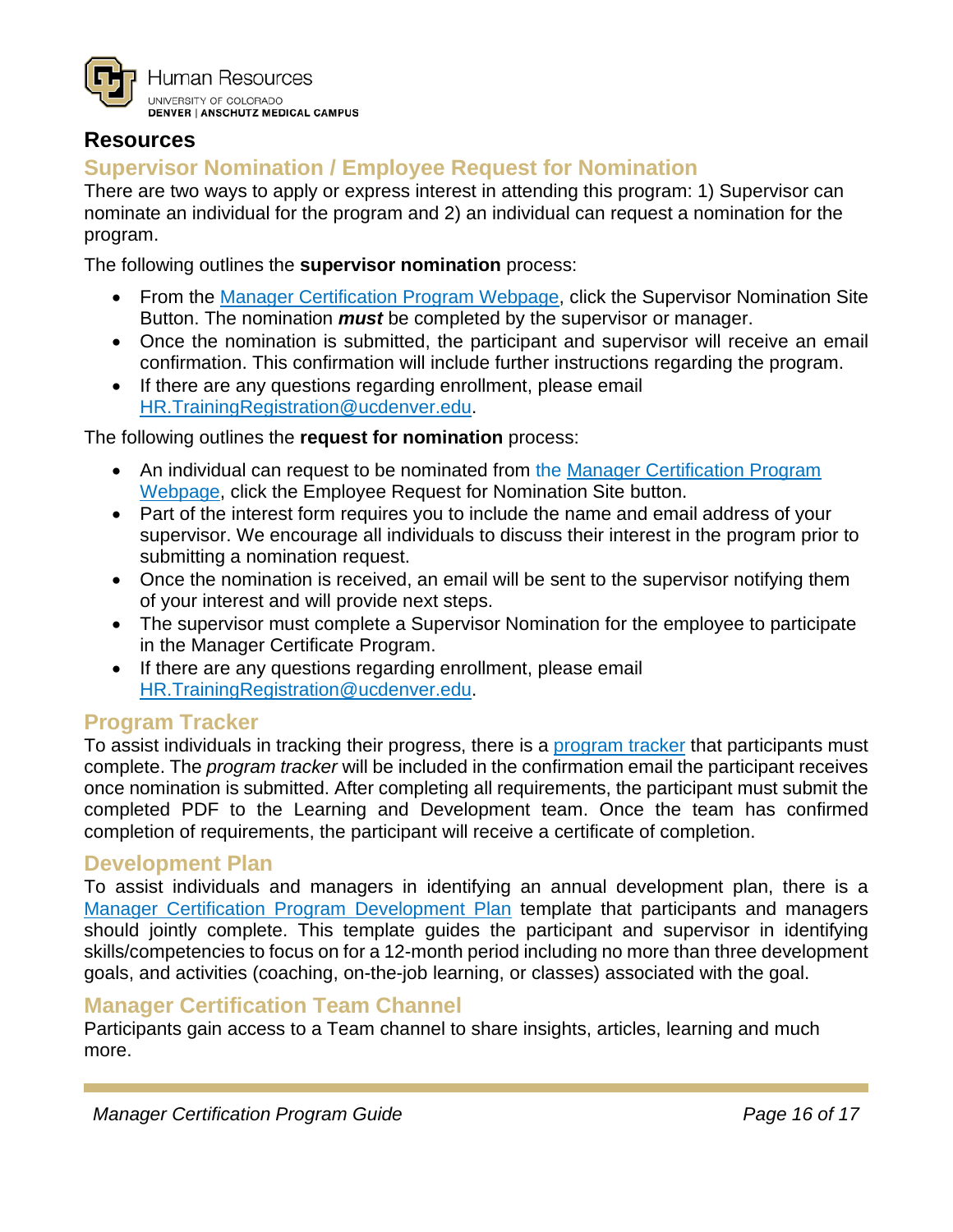## Resources

### Supervisor Nomination / Employee Request for Nomination

There are two ways to apply or express interest in attending this program: 1) Supervisor can nominate an individual for the program and 2) an individual can request a nomination for the program.

The following outlines the **supervisor nomination** process:

- From the Manager Certification Program Webpage, click the Supervisor Nomination Site Button. The nomination ***must*** be completed by the supervisor or manager.
- Once the nomination is submitted, the participant and supervisor will receive an email confirmation. This confirmation will include further instructions regarding the program.
- If there are any questions regarding enrollment, please email HR.TrainingRegistration@ucdenver.edu.

The following outlines the **request for nomination** process:

- An individual can request to be nominated from the Manager Certification Program Webpage, click the Employee Request for Nomination Site button.
- Part of the interest form requires you to include the name and email address of your supervisor. We encourage all individuals to discuss their interest in the program prior to submitting a nomination request.
- Once the nomination is received, an email will be sent to the supervisor notifying them of your interest and will provide next steps.
- The supervisor must complete a Supervisor Nomination for the employee to participate in the Manager Certificate Program.
- If there are any questions regarding enrollment, please email HR.TrainingRegistration@ucdenver.edu.

### Program Tracker

To assist individuals in tracking their progress, there is a program tracker that participants must complete. The *program tracker* will be included in the confirmation email the participant receives once nomination is submitted. After completing all requirements, the participant must submit the completed PDF to the Learning and Development team. Once the team has confirmed completion of requirements, the participant will receive a certificate of completion.

### Development Plan

To assist individuals and managers in identifying an annual development plan, there is a Manager Certification Program Development Plan template that participants and managers should jointly complete. This template guides the participant and supervisor in identifying skills/competencies to focus on for a 12-month period including no more than three development goals, and activities (coaching, on-the-job learning, or classes) associated with the goal.

### Manager Certification Team Channel

Participants gain access to a Team channel to share insights, articles, learning and much more.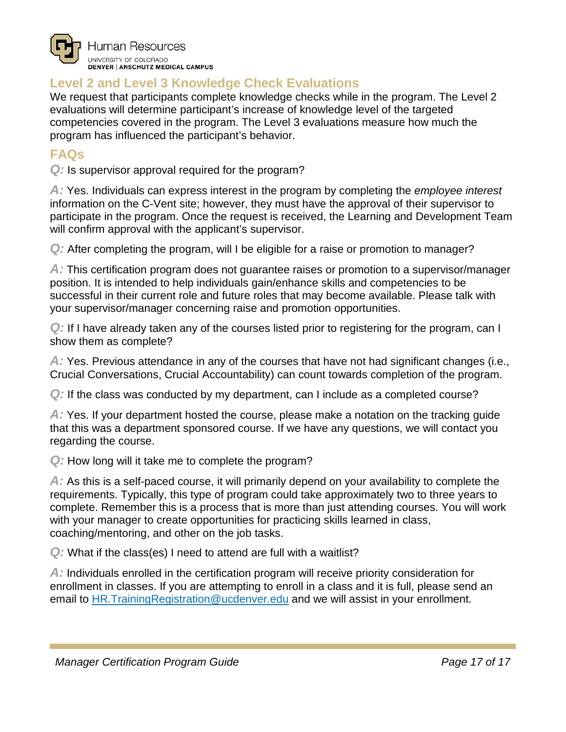## Level 2 and Level 3 Knowledge Check Evaluations

We request that participants complete knowledge checks while in the program. The Level 2 evaluations will determine participant's increase of knowledge level of the targeted competencies covered in the program. The Level 3 evaluations measure how much the program has influenced the participant's behavior.

## FAQs

**Q:** Is supervisor approval required for the program?

**A:** Yes. Individuals can express interest in the program by completing the *employee interest* information on the C-Vent site; however, they must have the approval of their supervisor to participate in the program. Once the request is received, the Learning and Development Team will confirm approval with the applicant's supervisor.

**Q:** After completing the program, will I be eligible for a raise or promotion to manager?

**A:** This certification program does not guarantee raises or promotion to a supervisor/manager position. It is intended to help individuals gain/enhance skills and competencies to be successful in their current role and future roles that may become available. Please talk with your supervisor/manager concerning raise and promotion opportunities.

**Q:** If I have already taken any of the courses listed prior to registering for the program, can I show them as complete?

**A:** Yes. Previous attendance in any of the courses that have not had significant changes (i.e., Crucial Conversations, Crucial Accountability) can count towards completion of the program.

**Q:** If the class was conducted by my department, can I include as a completed course?

**A:** Yes. If your department hosted the course, please make a notation on the tracking guide that this was a department sponsored course. If we have any questions, we will contact you regarding the course.

**Q:** How long will it take me to complete the program?

**A:** As this is a self-paced course, it will primarily depend on your availability to complete the requirements. Typically, this type of program could take approximately two to three years to complete. Remember this is a process that is more than just attending courses. You will work with your manager to create opportunities for practicing skills learned in class, coaching/mentoring, and other on the job tasks.

**Q:** What if the class(es) I need to attend are full with a waitlist?

**A:** Individuals enrolled in the certification program will receive priority consideration for enrollment in classes. If you are attempting to enroll in a class and it is full, please send an email to HR.TrainingRegistration@ucdenver.edu and we will assist in your enrollment.